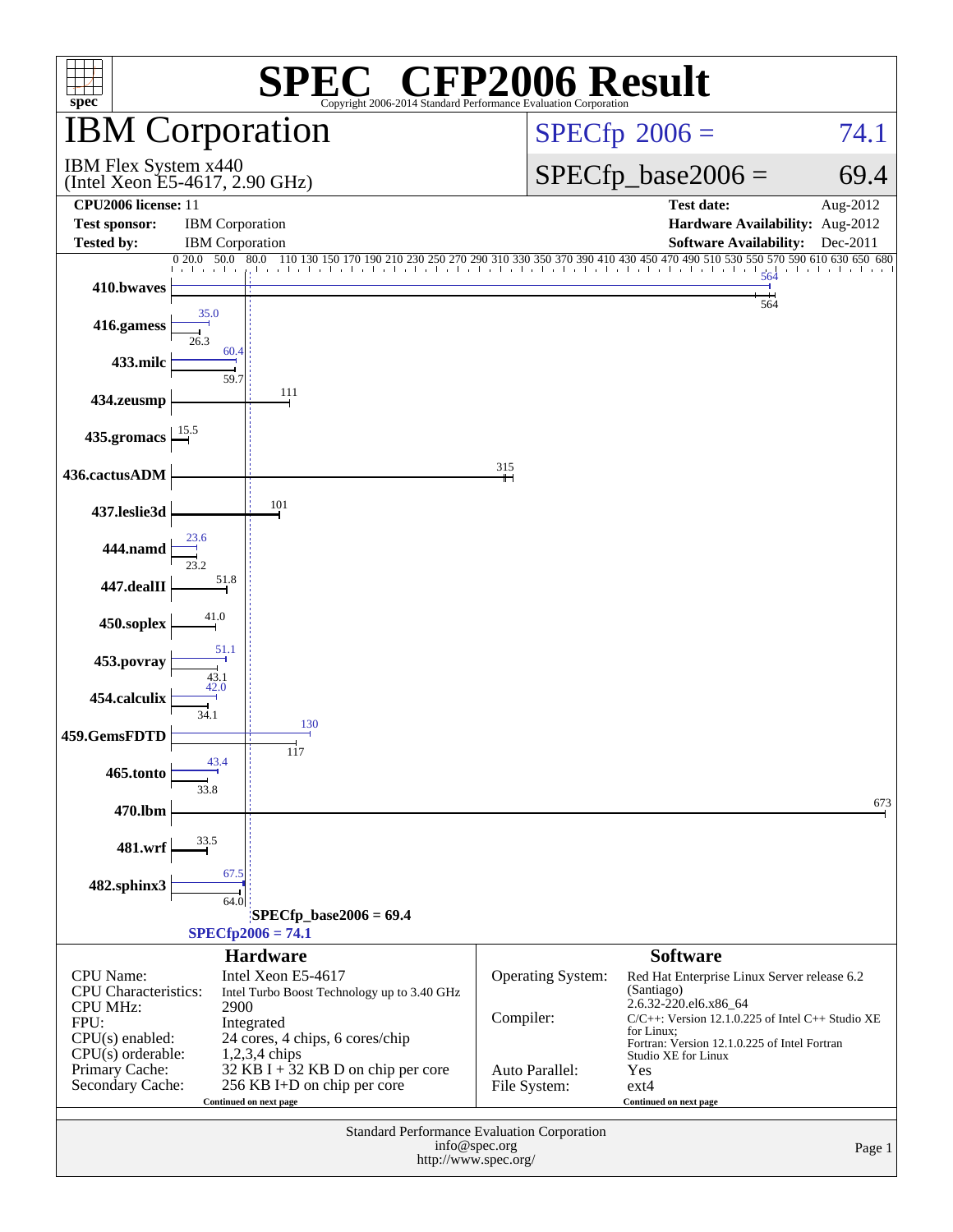# SPEC CFP2006 Result

Copyright 2006-2014 Standard Performance Evaluation Corporation

## IBM Corporation

IBM Flex System x440
(Intel Xeon E5-4617, 2.90 GHz)

SPECfp 2006 = 74.1

SPECfp_base2006 = 69.4

**CPU2006 license:** 11
**Test sponsor:** IBM Corporation
**Tested by:** IBM Corporation

**Test date:** Aug-2012
**Hardware Availability:** Aug-2012
**Software Availability:** Dec-2011

| Benchmark | Peak | Base |
|---|---|---|
| 410.bwaves | 564 | 564 |
| 416.gamess | 35.0 | 26.3 |
| 433.milc | 60.4 | 59.7 |
| 434.zeusmp | | 111 |
| 435.gromacs | | 15.5 |
| 436.cactusADM | | 315 |
| 437.leslie3d | | 101 |
| 444.namd | 23.6 | 23.2 |
| 447.dealII | | 51.8 |
| 450.soplex | | 41.0 |
| 453.povray | 51.1 | 43.1 |
| 454.calculix | 42.0 | 34.1 |
| 459.GemsFDTD | 130 | 117 |
| 465.tonto | 43.4 | 33.8 |
| 470.lbm | | 673 |
| 481.wrf | | 33.5 |
| 482.sphinx3 | 67.5 | 64.0 |

SPECfp_base2006 = 69.4

SPECfp2006 = 74.1

### Hardware

| | |
|---|---|
| CPU Name: | Intel Xeon E5-4617 |
| CPU Characteristics: | Intel Turbo Boost Technology up to 3.40 GHz |
| CPU MHz: | 2900 |
| FPU: | Integrated |
| CPU(s) enabled: | 24 cores, 4 chips, 6 cores/chip |
| CPU(s) orderable: | 1,2,3,4 chips |
| Primary Cache: | 32 KB I + 32 KB D on chip per core |
| Secondary Cache: | 256 KB I+D on chip per core |

Continued on next page

### Software

| | |
|---|---|
| Operating System: | Red Hat Enterprise Linux Server release 6.2 (Santiago) 2.6.32-220.el6.x86_64 |
| Compiler: | C/C++: Version 12.1.0.225 of Intel C++ Studio XE for Linux; Fortran: Version 12.1.0.225 of Intel Fortran Studio XE for Linux |
| Auto Parallel: | Yes |
| File System: | ext4 |

Continued on next page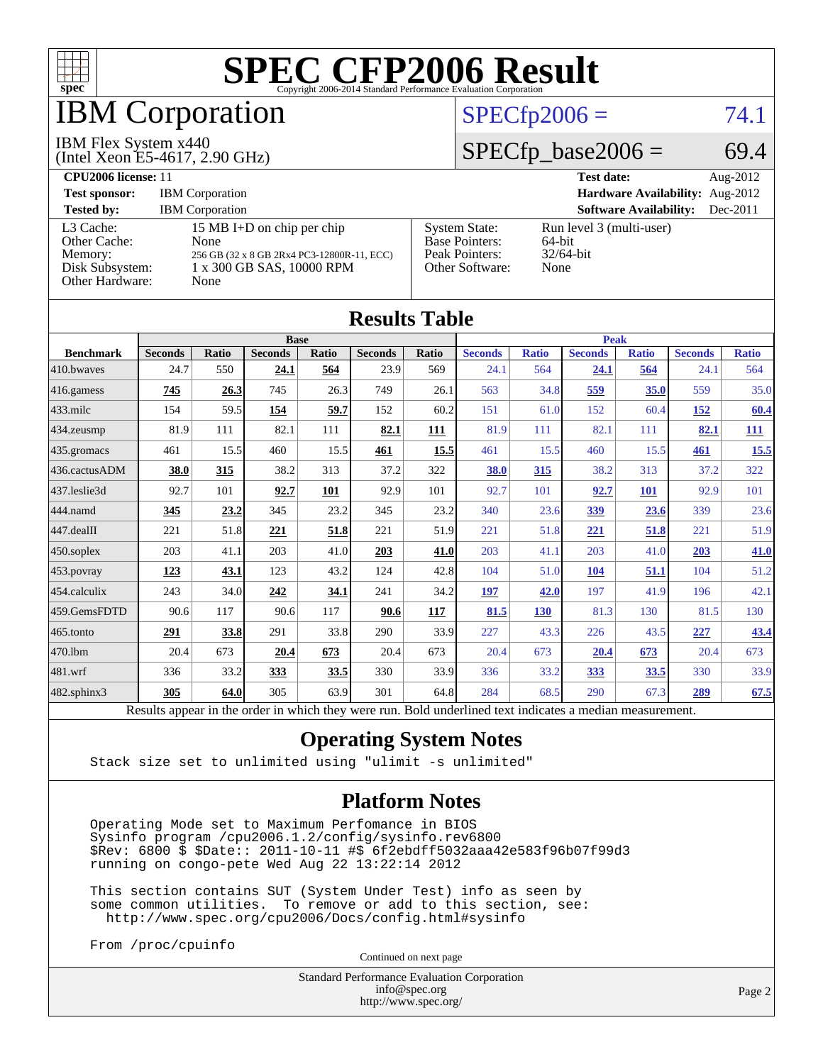# SPEC CFP2006 Result

Copyright 2006-2014 Standard Performance Evaluation Corporation

## IBM Corporation

IBM Flex System x440
(Intel Xeon E5-4617, 2.90 GHz)

SPECfp2006 = 74.1

SPECfp_base2006 = 69.4

| | | | |
|---|---|---|---|
| **CPU2006 license:** 11 | | **Test date:** | Aug-2012 |
| **Test sponsor:** | IBM Corporation | **Hardware Availability:** | Aug-2012 |
| **Tested by:** | IBM Corporation | **Software Availability:** | Dec-2011 |

| | | | |
|---|---|---|---|
| L3 Cache: | 15 MB I+D on chip per chip | System State: | Run level 3 (multi-user) |
| Other Cache: | None | Base Pointers: | 64-bit |
| Memory: | 256 GB (32 x 8 GB 2Rx4 PC3-12800R-11, ECC) | Peak Pointers: | 32/64-bit |
| Disk Subsystem: | 1 x 300 GB SAS, 10000 RPM | Other Software: | None |
| Other Hardware: | None | | |

## Results Table

| Benchmark | Base | | | | | | Peak | | | | | |
|---|---|---|---|---|---|---|---|---|---|---|---|---|
| | Seconds | Ratio | Seconds | Ratio | Seconds | Ratio | Seconds | Ratio | Seconds | Ratio | Seconds | Ratio |
| 410.bwaves | 24.7 | 550 | **24.1** | **564** | 23.9 | 569 | 24.1 | 564 | **24.1** | **564** | 24.1 | 564 |
| 416.gamess | **745** | **26.3** | 745 | 26.3 | 749 | 26.1 | 563 | 34.8 | **559** | **35.0** | 559 | 35.0 |
| 433.milc | 154 | 59.5 | **154** | **59.7** | 152 | 60.2 | 151 | 61.0 | 152 | 60.4 | **152** | **60.4** |
| 434.zeusmp | 81.9 | 111 | 82.1 | 111 | **82.1** | **111** | 81.9 | 111 | 82.1 | 111 | **82.1** | **111** |
| 435.gromacs | 461 | 15.5 | 460 | 15.5 | **461** | **15.5** | 461 | 15.5 | 460 | 15.5 | **461** | **15.5** |
| 436.cactusADM | **38.0** | **315** | 38.2 | 313 | 37.2 | 322 | **38.0** | **315** | 38.2 | 313 | 37.2 | 322 |
| 437.leslie3d | 92.7 | 101 | **92.7** | **101** | 92.9 | 101 | 92.7 | 101 | **92.7** | **101** | 92.9 | 101 |
| 444.namd | **345** | **23.2** | 345 | 23.2 | 345 | 23.2 | 340 | 23.6 | **339** | **23.6** | 339 | 23.6 |
| 447.dealII | 221 | 51.8 | **221** | **51.8** | 221 | 51.9 | 221 | 51.8 | **221** | **51.8** | 221 | 51.9 |
| 450.soplex | 203 | 41.1 | 203 | 41.0 | **203** | **41.0** | 203 | 41.1 | 203 | 41.0 | **203** | **41.0** |
| 453.povray | **123** | **43.1** | 123 | 43.2 | 124 | 42.8 | 104 | 51.0 | **104** | **51.1** | 104 | 51.2 |
| 454.calculix | 243 | 34.0 | **242** | **34.1** | 241 | 34.2 | **197** | **42.0** | 197 | 41.9 | 196 | 42.1 |
| 459.GemsFDTD | 90.6 | 117 | 90.6 | 117 | **90.6** | **117** | **81.5** | **130** | 81.3 | 130 | 81.5 | 130 |
| 465.tonto | **291** | **33.8** | 291 | 33.8 | 290 | 33.9 | 227 | 43.3 | 226 | 43.5 | **227** | **43.4** |
| 470.lbm | 20.4 | 673 | **20.4** | **673** | 20.4 | 673 | 20.4 | 673 | **20.4** | **673** | 20.4 | 673 |
| 481.wrf | 336 | 33.2 | **333** | **33.5** | 330 | 33.9 | 336 | 33.2 | **333** | **33.5** | 330 | 33.9 |
| 482.sphinx3 | **305** | **64.0** | 305 | 63.9 | 301 | 64.8 | 284 | 68.5 | 290 | 67.3 | **289** | **67.5** |

Results appear in the order in which they were run. Bold underlined text indicates a median measurement.

## Operating System Notes

```
Stack size set to unlimited using "ulimit -s unlimited"
```

## Platform Notes

```
Operating Mode set to Maximum Perfomance in BIOS
Sysinfo program /cpu2006.1.2/config/sysinfo.rev6800
$Rev: 6800 $ $Date:: 2011-10-11 #$ 6f2ebdff5032aaa42e583f96b07f99d3
running on congo-pete Wed Aug 22 13:22:14 2012

This section contains SUT (System Under Test) info as seen by
some common utilities.  To remove or add to this section, see:
  http://www.spec.org/cpu2006/Docs/config.html#sysinfo

From /proc/cpuinfo
```

Continued on next page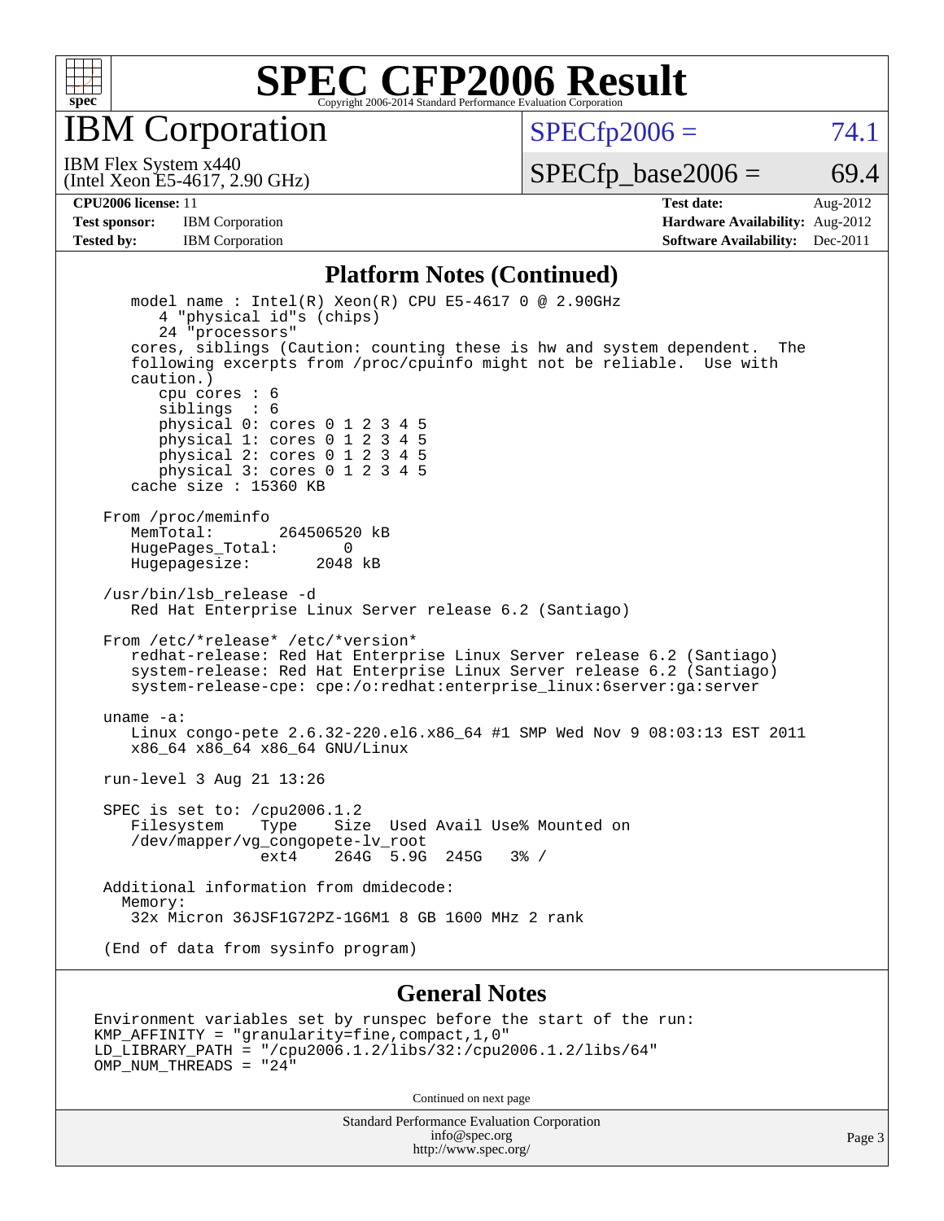# SPEC CFP2006 Result

Copyright 2006-2014 Standard Performance Evaluation Corporation

## IBM Corporation

IBM Flex System x440
(Intel Xeon E5-4617, 2.90 GHz)

SPECfp2006 = 74.1

SPECfp_base2006 = 69.4

**CPU2006 license:** 11
**Test sponsor:** IBM Corporation
**Tested by:** IBM Corporation

**Test date:** Aug-2012
**Hardware Availability:** Aug-2012
**Software Availability:** Dec-2011

### Platform Notes (Continued)

```
    model name : Intel(R) Xeon(R) CPU E5-4617 0 @ 2.90GHz
       4 "physical id"s (chips)
       24 "processors"
    cores, siblings (Caution: counting these is hw and system dependent.  The
    following excerpts from /proc/cpuinfo might not be reliable.  Use with
    caution.)
       cpu cores : 6
       siblings  : 6
       physical 0: cores 0 1 2 3 4 5
       physical 1: cores 0 1 2 3 4 5
       physical 2: cores 0 1 2 3 4 5
       physical 3: cores 0 1 2 3 4 5
    cache size : 15360 KB

 From /proc/meminfo
    MemTotal:       264506520 kB
    HugePages_Total:        0
    Hugepagesize:        2048 kB

 /usr/bin/lsb_release -d
    Red Hat Enterprise Linux Server release 6.2 (Santiago)

 From /etc/*release* /etc/*version*
    redhat-release: Red Hat Enterprise Linux Server release 6.2 (Santiago)
    system-release: Red Hat Enterprise Linux Server release 6.2 (Santiago)
    system-release-cpe: cpe:/o:redhat:enterprise_linux:6server:ga:server

 uname -a:
    Linux congo-pete 2.6.32-220.el6.x86_64 #1 SMP Wed Nov 9 08:03:13 EST 2011
    x86_64 x86_64 x86_64 GNU/Linux

 run-level 3 Aug 21 13:26

 SPEC is set to: /cpu2006.1.2
    Filesystem    Type    Size  Used Avail Use% Mounted on
    /dev/mapper/vg_congopete-lv_root
                  ext4    264G  5.9G  245G   3% /

 Additional information from dmidecode:
   Memory:
    32x Micron 36JSF1G72PZ-1G6M1 8 GB 1600 MHz 2 rank

 (End of data from sysinfo program)
```

### General Notes

```
Environment variables set by runspec before the start of the run:
KMP_AFFINITY = "granularity=fine,compact,1,0"
LD_LIBRARY_PATH = "/cpu2006.1.2/libs/32:/cpu2006.1.2/libs/64"
OMP_NUM_THREADS = "24"
```

Continued on next page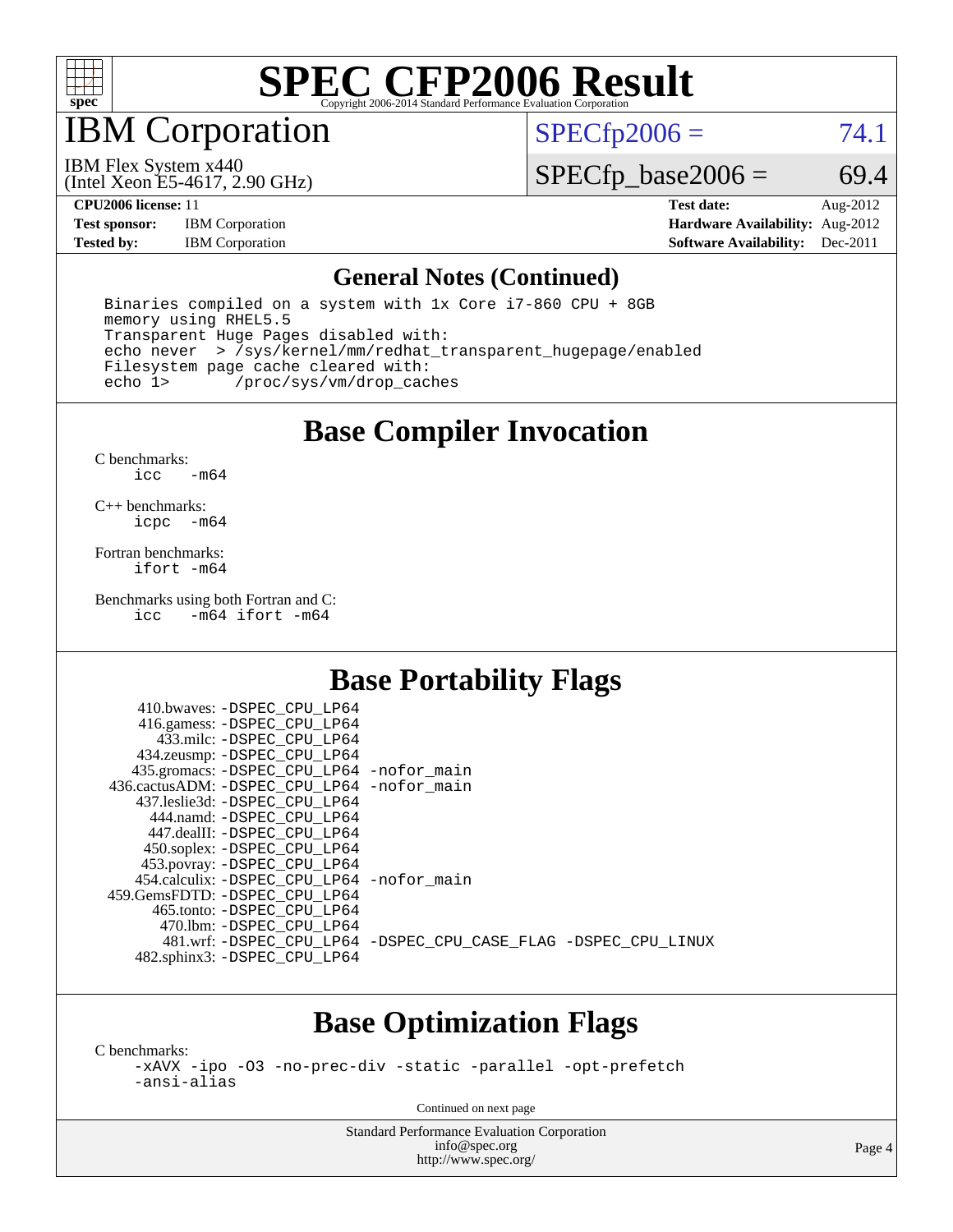# SPEC CFP2006 Result

Copyright 2006-2014 Standard Performance Evaluation Corporation

## IBM Corporation

IBM Flex System x440
(Intel Xeon E5-4617, 2.90 GHz)

SPECfp2006 = 74.1

SPECfp_base2006 = 69.4

**CPU2006 license:** 11
**Test sponsor:** IBM Corporation
**Tested by:** IBM Corporation

**Test date:** Aug-2012
**Hardware Availability:** Aug-2012
**Software Availability:** Dec-2011

### General Notes (Continued)

```
Binaries compiled on a system with 1x Core i7-860 CPU + 8GB
memory using RHEL5.5
Transparent Huge Pages disabled with:
echo never  > /sys/kernel/mm/redhat_transparent_hugepage/enabled
Filesystem page cache cleared with:
echo 1>       /proc/sys/vm/drop_caches
```

## Base Compiler Invocation

C benchmarks:
```
icc   -m64
```

C++ benchmarks:
```
icpc  -m64
```

Fortran benchmarks:
```
ifort -m64
```

Benchmarks using both Fortran and C:
```
icc   -m64 ifort -m64
```

## Base Portability Flags

| Benchmark | Flags |
|---|---|
| 410.bwaves: | -DSPEC_CPU_LP64 |
| 416.gamess: | -DSPEC_CPU_LP64 |
| 433.milc: | -DSPEC_CPU_LP64 |
| 434.zeusmp: | -DSPEC_CPU_LP64 |
| 435.gromacs: | -DSPEC_CPU_LP64 -nofor_main |
| 436.cactusADM: | -DSPEC_CPU_LP64 -nofor_main |
| 437.leslie3d: | -DSPEC_CPU_LP64 |
| 444.namd: | -DSPEC_CPU_LP64 |
| 447.dealII: | -DSPEC_CPU_LP64 |
| 450.soplex: | -DSPEC_CPU_LP64 |
| 453.povray: | -DSPEC_CPU_LP64 |
| 454.calculix: | -DSPEC_CPU_LP64 -nofor_main |
| 459.GemsFDTD: | -DSPEC_CPU_LP64 |
| 465.tonto: | -DSPEC_CPU_LP64 |
| 470.lbm: | -DSPEC_CPU_LP64 |
| 481.wrf: | -DSPEC_CPU_LP64 -DSPEC_CPU_CASE_FLAG -DSPEC_CPU_LINUX |
| 482.sphinx3: | -DSPEC_CPU_LP64 |

## Base Optimization Flags

C benchmarks:
```
-xAVX -ipo -O3 -no-prec-div -static -parallel -opt-prefetch
-ansi-alias
```

Continued on next page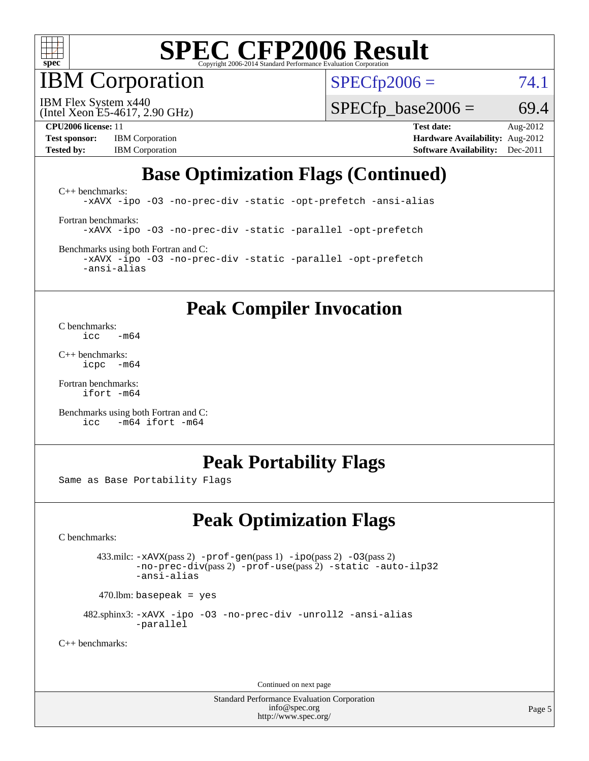# SPEC CFP2006 Result

Copyright 2006-2014 Standard Performance Evaluation Corporation

## IBM Corporation

IBM Flex System x440
(Intel Xeon E5-4617, 2.90 GHz)

SPECfp2006 = 74.1

SPECfp_base2006 = 69.4

**CPU2006 license:** 11
**Test sponsor:** IBM Corporation
**Tested by:** IBM Corporation

**Test date:** Aug-2012
**Hardware Availability:** Aug-2012
**Software Availability:** Dec-2011

## Base Optimization Flags (Continued)

C++ benchmarks:
```
-xAVX -ipo -O3 -no-prec-div -static -opt-prefetch -ansi-alias
```

Fortran benchmarks:
```
-xAVX -ipo -O3 -no-prec-div -static -parallel -opt-prefetch
```

Benchmarks using both Fortran and C:
```
-xAVX -ipo -O3 -no-prec-div -static -parallel -opt-prefetch
-ansi-alias
```

## Peak Compiler Invocation

C benchmarks:
```
icc   -m64
```

C++ benchmarks:
```
icpc  -m64
```

Fortran benchmarks:
```
ifort -m64
```

Benchmarks using both Fortran and C:
```
icc   -m64 ifort -m64
```

## Peak Portability Flags

Same as Base Portability Flags

## Peak Optimization Flags

C benchmarks:

433.milc: -xAVX(pass 2) -prof-gen(pass 1) -ipo(pass 2) -O3(pass 2) -no-prec-div(pass 2) -prof-use(pass 2) -static -auto-ilp32 -ansi-alias

470.lbm: basepeak = yes

482.sphinx3: -xAVX -ipo -O3 -no-prec-div -unroll2 -ansi-alias -parallel

C++ benchmarks:

Continued on next page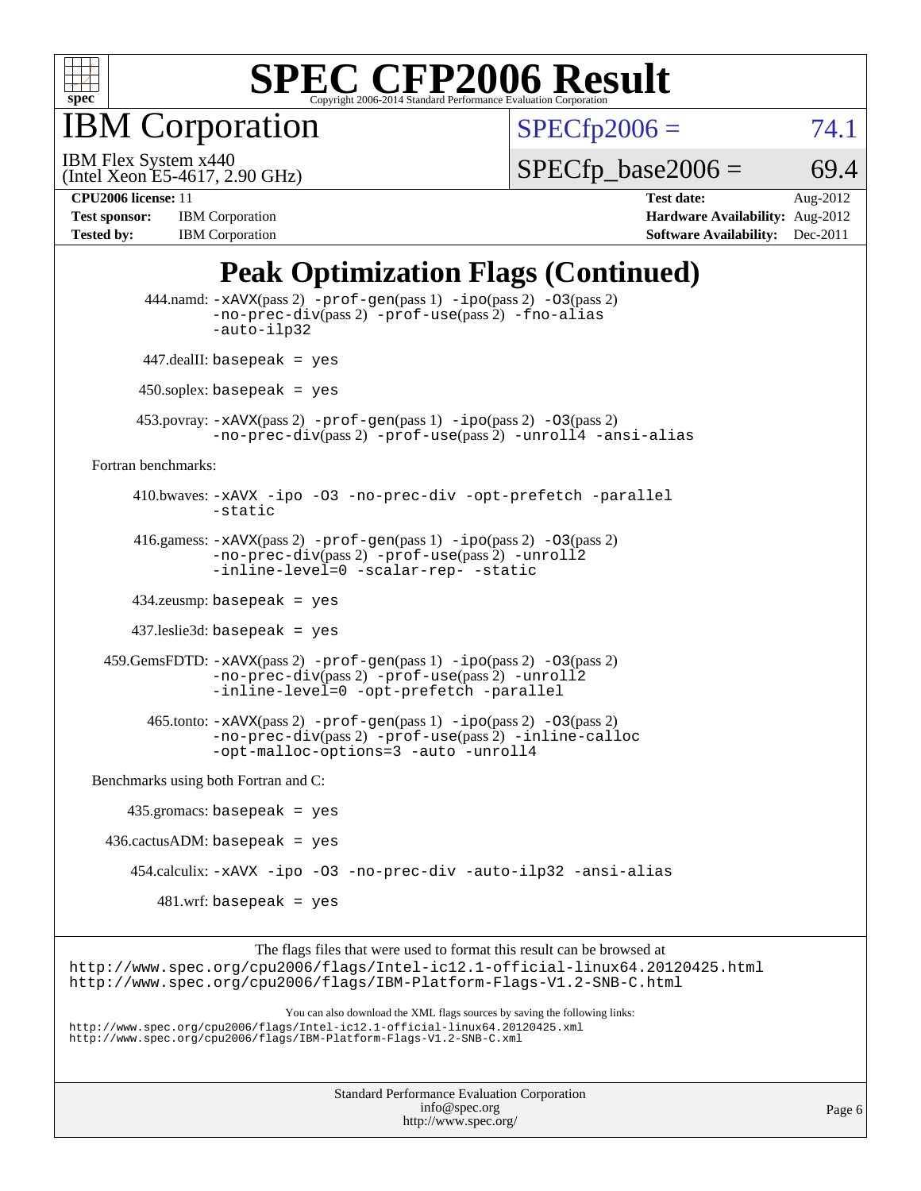# SPEC CFP2006 Result

Copyright 2006-2014 Standard Performance Evaluation Corporation

## IBM Corporation

IBM Flex System x440
(Intel Xeon E5-4617, 2.90 GHz)

SPECfp2006 = 74.1

SPECfp_base2006 = 69.4

**CPU2006 license:** 11
**Test sponsor:** IBM Corporation
**Tested by:** IBM Corporation

**Test date:** Aug-2012
**Hardware Availability:** Aug-2012
**Software Availability:** Dec-2011

## Peak Optimization Flags (Continued)

444.namd: `-xAVX`(pass 2) `-prof-gen`(pass 1) `-ipo`(pass 2) `-O3`(pass 2) `-no-prec-div`(pass 2) `-prof-use`(pass 2) `-fno-alias` `-auto-ilp32`

447.dealII: `basepeak = yes`

450.soplex: `basepeak = yes`

453.povray: `-xAVX`(pass 2) `-prof-gen`(pass 1) `-ipo`(pass 2) `-O3`(pass 2) `-no-prec-div`(pass 2) `-prof-use`(pass 2) `-unroll4` `-ansi-alias`

Fortran benchmarks:

410.bwaves: `-xAVX -ipo -O3 -no-prec-div -opt-prefetch -parallel -static`

416.gamess: `-xAVX`(pass 2) `-prof-gen`(pass 1) `-ipo`(pass 2) `-O3`(pass 2) `-no-prec-div`(pass 2) `-prof-use`(pass 2) `-unroll2` `-inline-level=0 -scalar-rep- -static`

434.zeusmp: `basepeak = yes`

437.leslie3d: `basepeak = yes`

459.GemsFDTD: `-xAVX`(pass 2) `-prof-gen`(pass 1) `-ipo`(pass 2) `-O3`(pass 2) `-no-prec-div`(pass 2) `-prof-use`(pass 2) `-unroll2` `-inline-level=0 -opt-prefetch -parallel`

465.tonto: `-xAVX`(pass 2) `-prof-gen`(pass 1) `-ipo`(pass 2) `-O3`(pass 2) `-no-prec-div`(pass 2) `-prof-use`(pass 2) `-inline-calloc` `-opt-malloc-options=3 -auto -unroll4`

Benchmarks using both Fortran and C:

435.gromacs: `basepeak = yes`

436.cactusADM: `basepeak = yes`

454.calculix: `-xAVX -ipo -O3 -no-prec-div -auto-ilp32 -ansi-alias`

481.wrf: `basepeak = yes`

The flags files that were used to format this result can be browsed at
http://www.spec.org/cpu2006/flags/Intel-ic12.1-official-linux64.20120425.html
http://www.spec.org/cpu2006/flags/IBM-Platform-Flags-V1.2-SNB-C.html

You can also download the XML flags sources by saving the following links:
http://www.spec.org/cpu2006/flags/Intel-ic12.1-official-linux64.20120425.xml
http://www.spec.org/cpu2006/flags/IBM-Platform-Flags-V1.2-SNB-C.xml

Standard Performance Evaluation Corporation
info@spec.org
http://www.spec.org/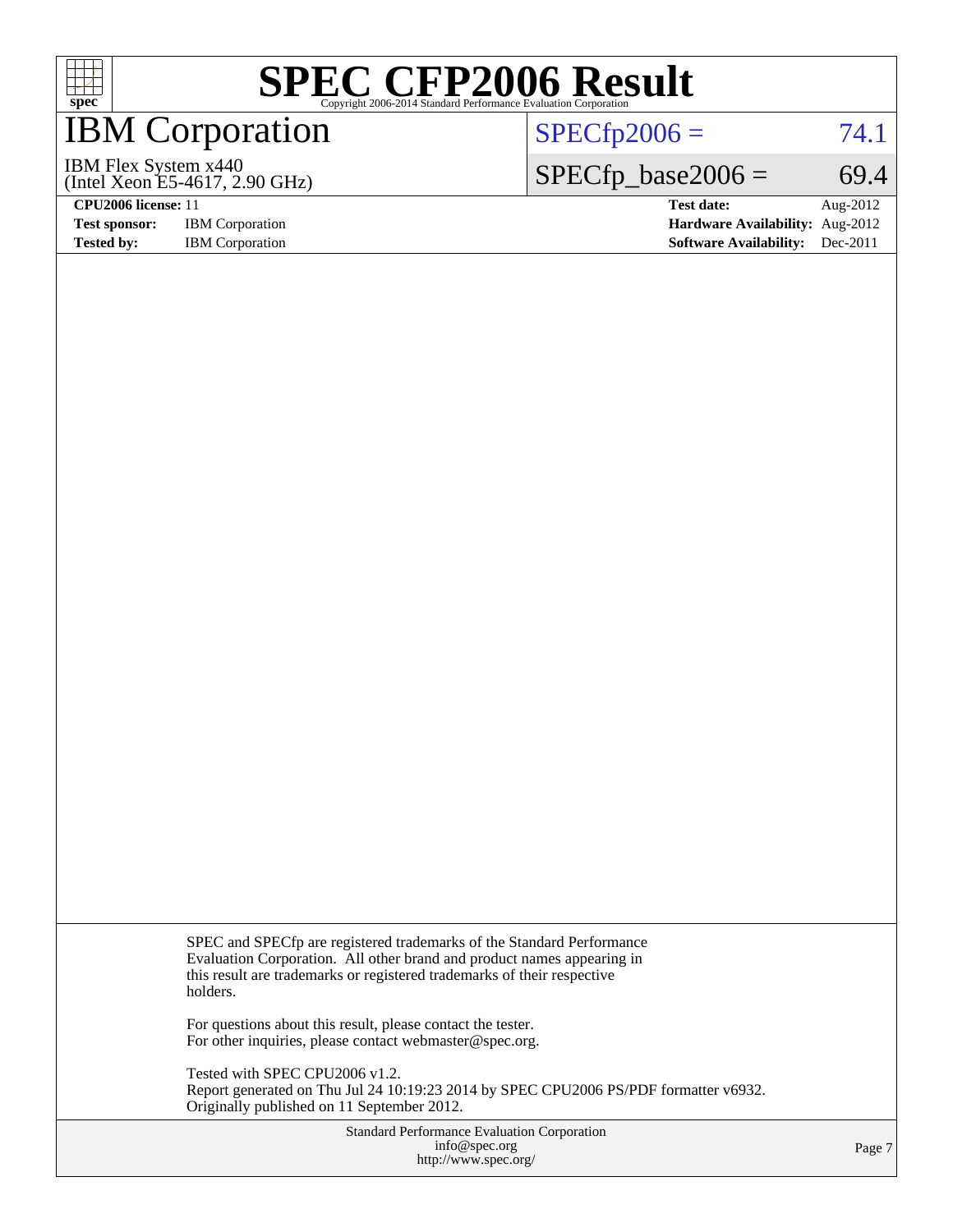# SPEC CFP2006 Result

Copyright 2006-2014 Standard Performance Evaluation Corporation

## IBM Corporation

IBM Flex System x440
(Intel Xeon E5-4617, 2.90 GHz)

SPECfp2006 = 74.1

SPECfp_base2006 = 69.4

| | | | |
|---|---|---|---|
| **CPU2006 license:** 11 | | **Test date:** | Aug-2012 |
| **Test sponsor:** | IBM Corporation | **Hardware Availability:** | Aug-2012 |
| **Tested by:** | IBM Corporation | **Software Availability:** | Dec-2011 |

SPEC and SPECfp are registered trademarks of the Standard Performance Evaluation Corporation. All other brand and product names appearing in this result are trademarks or registered trademarks of their respective holders.

For questions about this result, please contact the tester.
For other inquiries, please contact webmaster@spec.org.

Tested with SPEC CPU2006 v1.2.
Report generated on Thu Jul 24 10:19:23 2014 by SPEC CPU2006 PS/PDF formatter v6932.
Originally published on 11 September 2012.